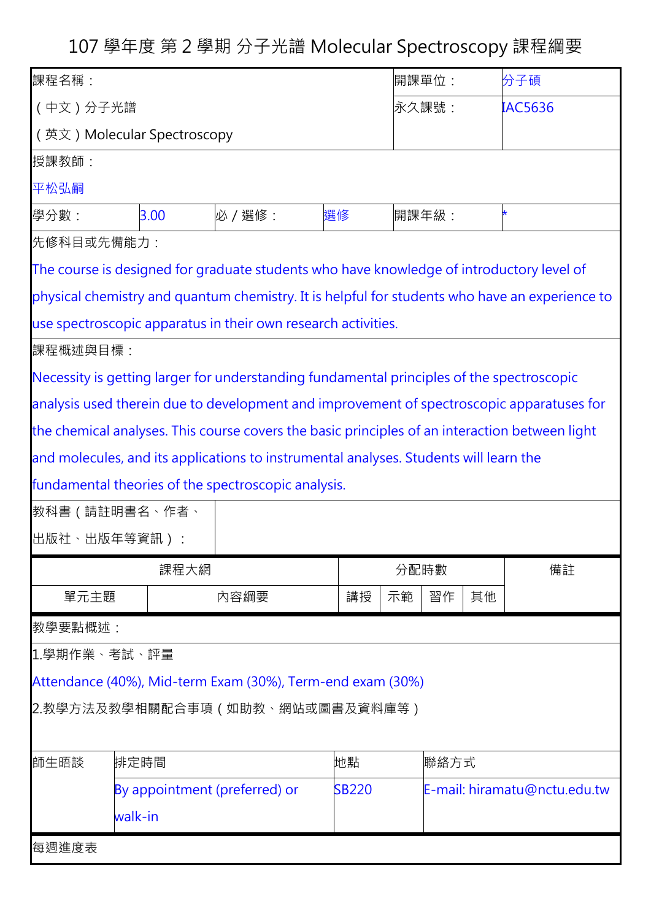# 107 學年度 第 2 學期 分子光譜 Molecular Spectroscopy 課程綱要

| 課程名稱： | | | | 開課單位： | 分子碩 |
|---|---|---|---|---|---|
| （中文）分子光譜 | | | | 永久課號： | IAC5636 |
| （英文）Molecular Spectroscopy | | | | | |
| 授課教師： | | | | | |
| 平松弘嗣 | | | | | |
| 學分數： | 3.00 | 必／選修： | 選修 | 開課年級： | * |

**先修科目或先備能力：**

The course is designed for graduate students who have knowledge of introductory level of physical chemistry and quantum chemistry. It is helpful for students who have an experience to use spectroscopic apparatus in their own research activities.

**課程概述與目標：**

Necessity is getting larger for understanding fundamental principles of the spectroscopic analysis used therein due to development and improvement of spectroscopic apparatuses for the chemical analyses. This course covers the basic principles of an interaction between light and molecules, and its applications to instrumental analyses. Students will learn the fundamental theories of the spectroscopic analysis.

| 教科書（請註明書名、作者、出版社、出版年等資訊）： | |
|---|---|

| 課程大綱 | | 分配時數 | | | | 備註 |
|---|---|---|---|---|---|---|
| 單元主題 | 內容綱要 | 講授 | 示範 | 習作 | 其他 | |

**教學要點概述：**

1.學期作業、考試、評量

Attendance (40%), Mid-term Exam (30%), Term-end exam (30%)

2.教學方法及教學相關配合事項（如助教、網站或圖書及資料庫等）

| 師生晤談 | 排定時間 | 地點 | 聯絡方式 |
|---|---|---|---|
| | By appointment (preferred) or walk-in | SB220 | E-mail: hiramatu@nctu.edu.tw |

每週進度表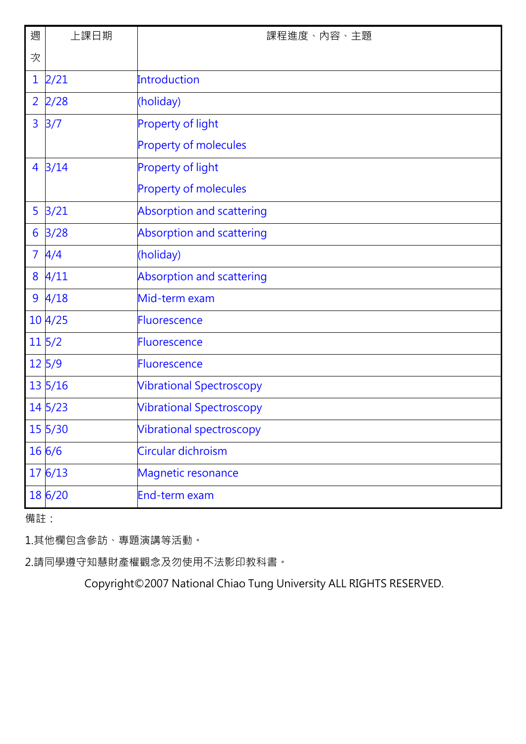| 週次 | 上課日期 | 課程進度、內容、主題 |
| --- | --- | --- |
| 1 | 2/21 | Introduction |
| 2 | 2/28 | (holiday) |
| 3 | 3/7 | Property of light<br>Property of molecules |
| 4 | 3/14 | Property of light<br>Property of molecules |
| 5 | 3/21 | Absorption and scattering |
| 6 | 3/28 | Absorption and scattering |
| 7 | 4/4 | (holiday) |
| 8 | 4/11 | Absorption and scattering |
| 9 | 4/18 | Mid-term exam |
| 10 | 4/25 | Fluorescence |
| 11 | 5/2 | Fluorescence |
| 12 | 5/9 | Fluorescence |
| 13 | 5/16 | Vibrational Spectroscopy |
| 14 | 5/23 | Vibrational Spectroscopy |
| 15 | 5/30 | Vibrational spectroscopy |
| 16 | 6/6 | Circular dichroism |
| 17 | 6/13 | Magnetic resonance |
| 18 | 6/20 | End-term exam |

備註：

1.其他欄包含參訪、專題演講等活動。

2.請同學遵守知慧財產權觀念及勿使用不法影印教科書。

Copyright©2007 National Chiao Tung University ALL RIGHTS RESERVED.